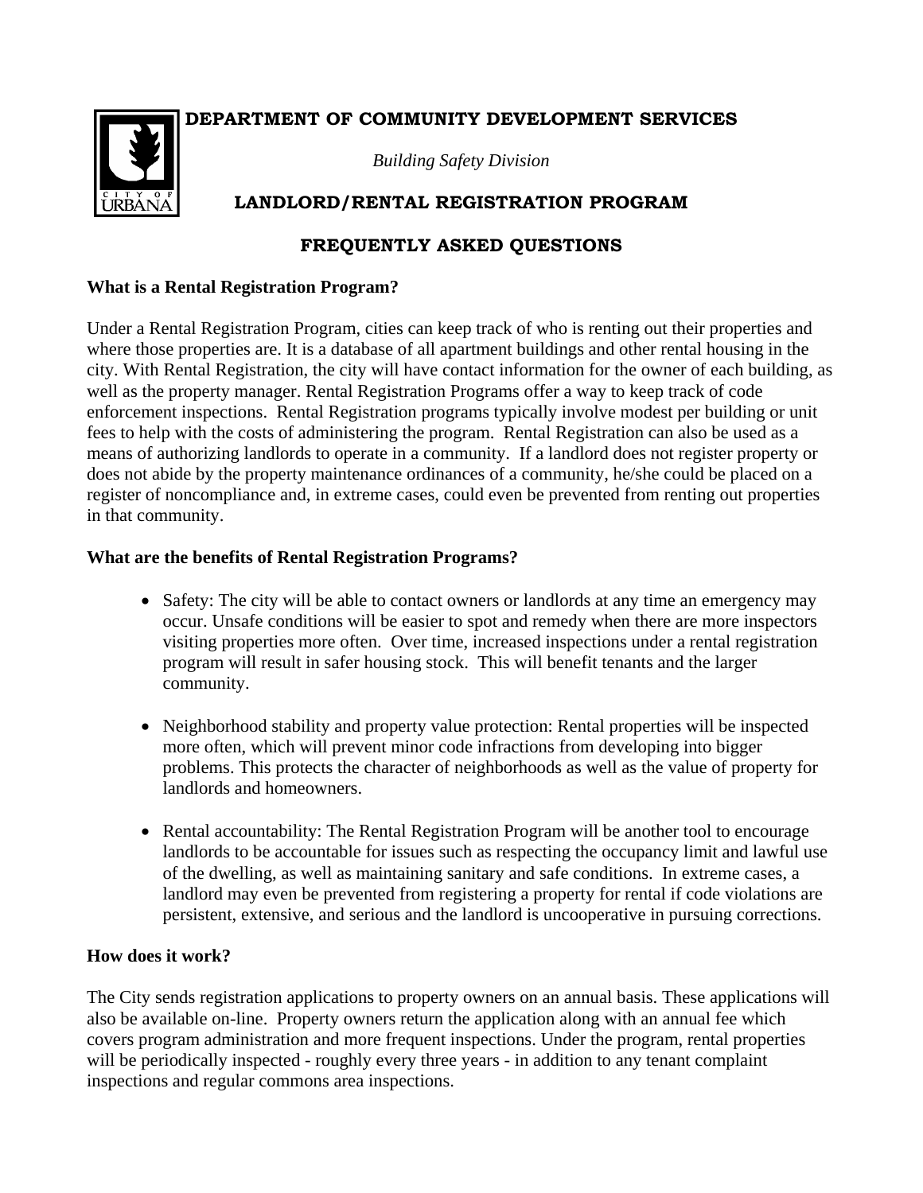# DEPARTMENT OF COMMUNITY DEVELOPMENT SERVICES

*Building Safety Division*

## LANDLORD/RENTAL REGISTRATION PROGRAM

## FREQUENTLY ASKED QUESTIONS

### What is a Rental Registration Program?

Under a Rental Registration Program, cities can keep track of who is renting out their properties and where those properties are. It is a database of all apartment buildings and other rental housing in the city. With Rental Registration, the city will have contact information for the owner of each building, as well as the property manager. Rental Registration Programs offer a way to keep track of code enforcement inspections. Rental Registration programs typically involve modest per building or unit fees to help with the costs of administering the program. Rental Registration can also be used as a means of authorizing landlords to operate in a community. If a landlord does not register property or does not abide by the property maintenance ordinances of a community, he/she could be placed on a register of noncompliance and, in extreme cases, could even be prevented from renting out properties in that community.

### What are the benefits of Rental Registration Programs?

- Safety: The city will be able to contact owners or landlords at any time an emergency may occur. Unsafe conditions will be easier to spot and remedy when there are more inspectors visiting properties more often. Over time, increased inspections under a rental registration program will result in safer housing stock. This will benefit tenants and the larger community.

- Neighborhood stability and property value protection: Rental properties will be inspected more often, which will prevent minor code infractions from developing into bigger problems. This protects the character of neighborhoods as well as the value of property for landlords and homeowners.

- Rental accountability: The Rental Registration Program will be another tool to encourage landlords to be accountable for issues such as respecting the occupancy limit and lawful use of the dwelling, as well as maintaining sanitary and safe conditions. In extreme cases, a landlord may even be prevented from registering a property for rental if code violations are persistent, extensive, and serious and the landlord is uncooperative in pursuing corrections.

### How does it work?

The City sends registration applications to property owners on an annual basis. These applications will also be available on-line. Property owners return the application along with an annual fee which covers program administration and more frequent inspections. Under the program, rental properties will be periodically inspected - roughly every three years - in addition to any tenant complaint inspections and regular commons area inspections.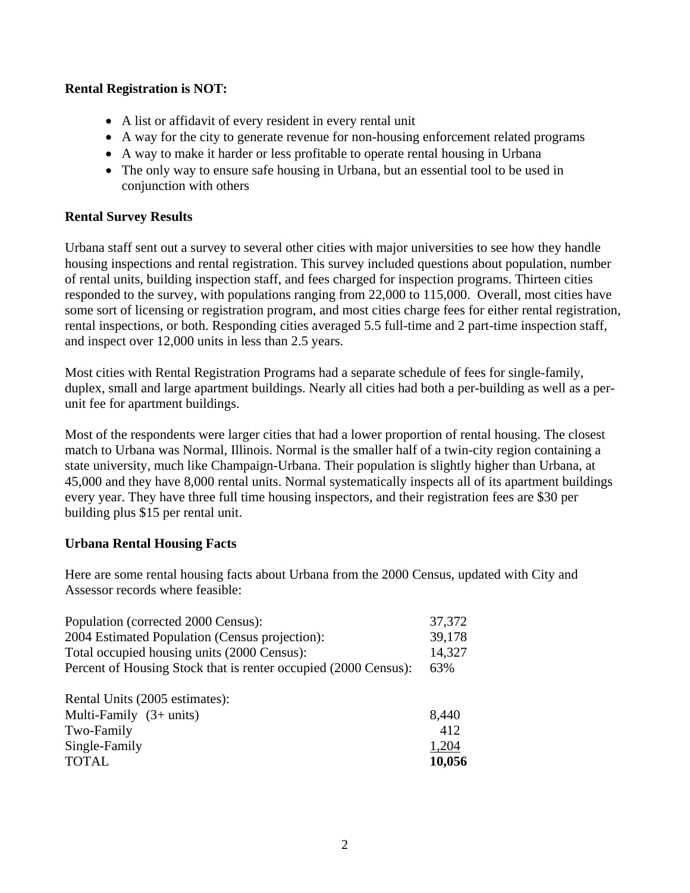**Rental Registration is NOT:**

- A list or affidavit of every resident in every rental unit
- A way for the city to generate revenue for non-housing enforcement related programs
- A way to make it harder or less profitable to operate rental housing in Urbana
- The only way to ensure safe housing in Urbana, but an essential tool to be used in conjunction with others

**Rental Survey Results**

Urbana staff sent out a survey to several other cities with major universities to see how they handle housing inspections and rental registration. This survey included questions about population, number of rental units, building inspection staff, and fees charged for inspection programs. Thirteen cities responded to the survey, with populations ranging from 22,000 to 115,000. Overall, most cities have some sort of licensing or registration program, and most cities charge fees for either rental registration, rental inspections, or both. Responding cities averaged 5.5 full-time and 2 part-time inspection staff, and inspect over 12,000 units in less than 2.5 years.

Most cities with Rental Registration Programs had a separate schedule of fees for single-family, duplex, small and large apartment buildings. Nearly all cities had both a per-building as well as a per-unit fee for apartment buildings.

Most of the respondents were larger cities that had a lower proportion of rental housing. The closest match to Urbana was Normal, Illinois. Normal is the smaller half of a twin-city region containing a state university, much like Champaign-Urbana. Their population is slightly higher than Urbana, at 45,000 and they have 8,000 rental units. Normal systematically inspects all of its apartment buildings every year. They have three full time housing inspectors, and their registration fees are $30 per building plus $15 per rental unit.

**Urbana Rental Housing Facts**

Here are some rental housing facts about Urbana from the 2000 Census, updated with City and Assessor records where feasible:

| | |
|---|---|
| Population (corrected 2000 Census): | 37,372 |
| 2004 Estimated Population (Census projection): | 39,178 |
| Total occupied housing units (2000 Census): | 14,327 |
| Percent of Housing Stock that is renter occupied (2000 Census): | 63% |
| Rental Units (2005 estimates): | |
| Multi-Family (3+ units) | 8,440 |
| Two-Family | 412 |
| Single-Family | 1,204 |
| TOTAL | **10,056** |